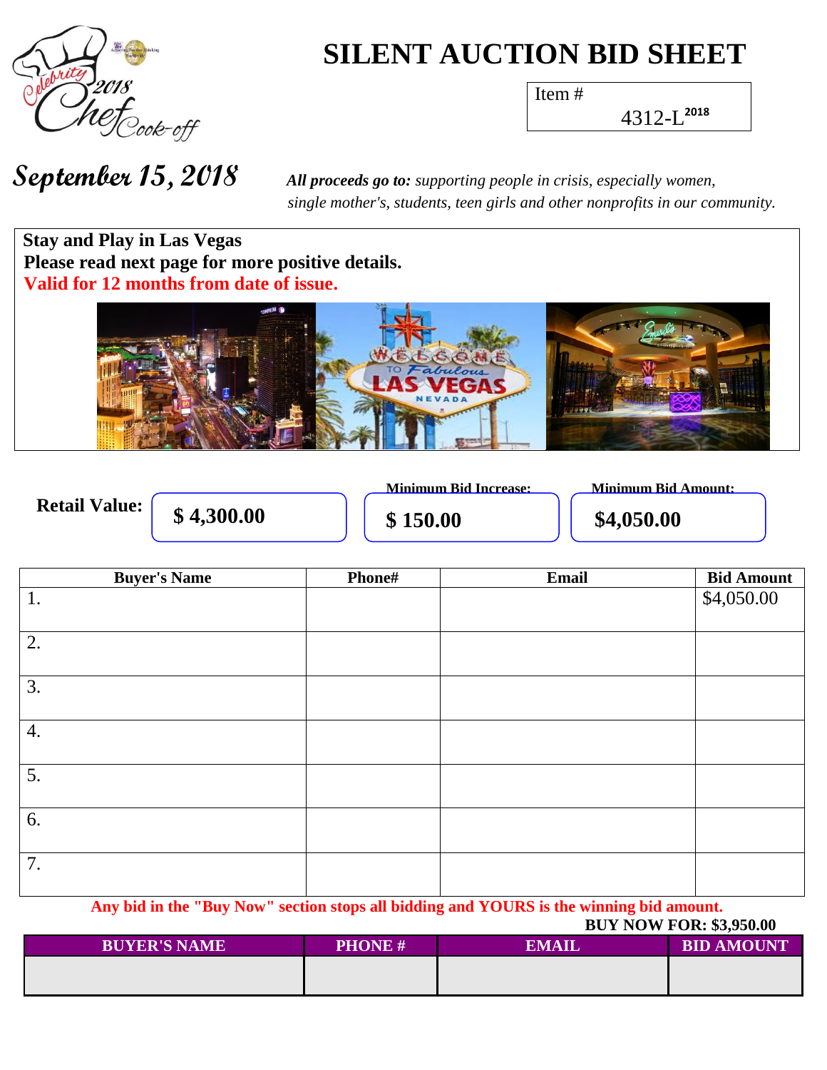# SILENT AUCTION BID SHEET

Item #
4312-L2018

**September 15, 2018**

***All proceeds go to:*** *supporting people in crisis, especially women, single mother's, students, teen girls and other nonprofits in our community.*

**Stay and Play in Las Vegas**
**Please read next page for more positive details.**
**Valid for 12 months from date of issue.**

**Retail Value:** **$ 4,300.00**

**Minimum Bid Increase:** **$ 150.00**

**Minimum Bid Amount:** **$4,050.00**

| Buyer's Name | Phone# | Email | Bid Amount |
|---|---|---|---|
| 1. | | | $4,050.00 |
| 2. | | | |
| 3. | | | |
| 4. | | | |
| 5. | | | |
| 6. | | | |
| 7. | | | |

**Any bid in the "Buy Now" section stops all bidding and YOURS is the winning bid amount.**

**BUY NOW FOR: $3,950.00**

| BUYER'S NAME | PHONE # | EMAIL | BID AMOUNT |
|---|---|---|---|
| | | | |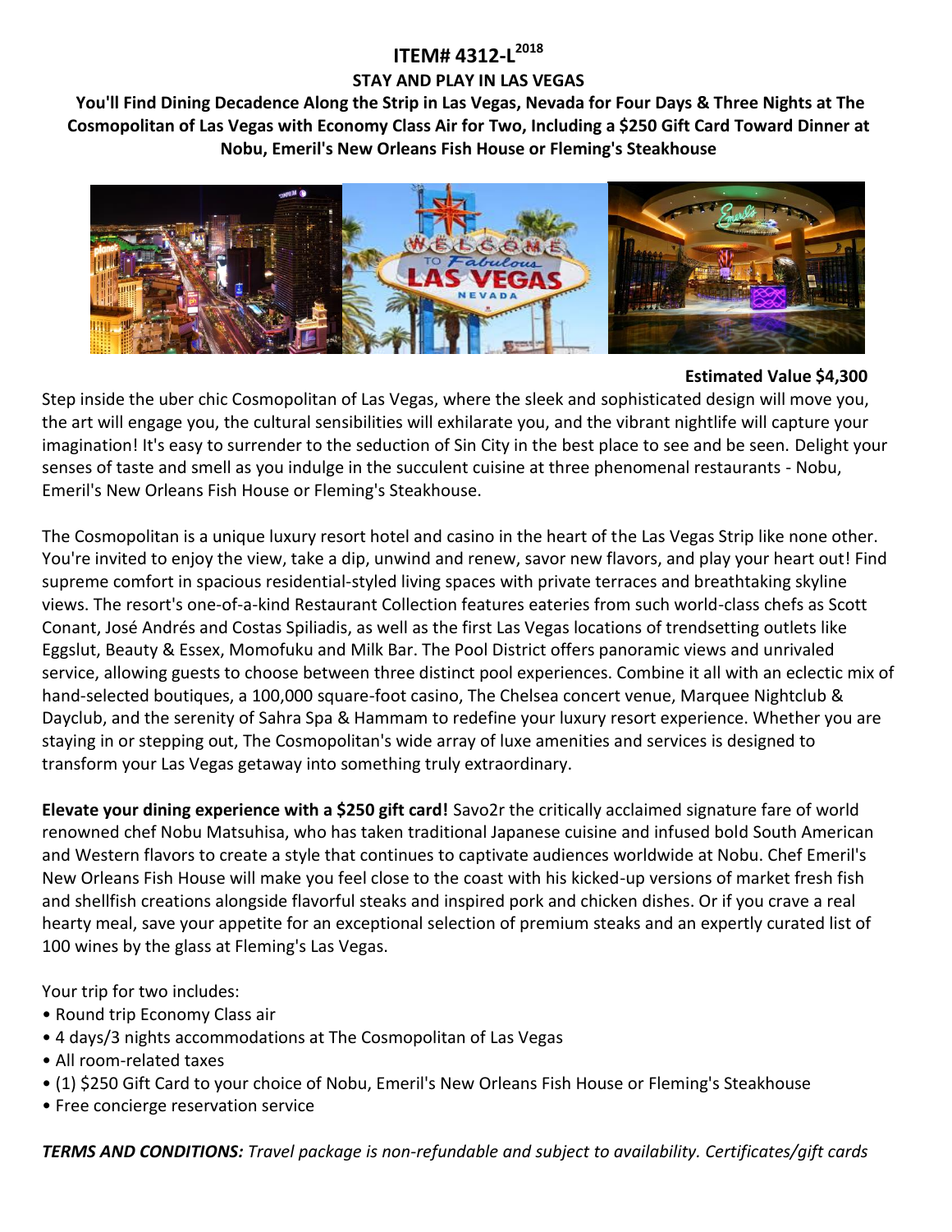# ITEM# 4312-L[2018]

## STAY AND PLAY IN LAS VEGAS

**You'll Find Dining Decadence Along the Strip in Las Vegas, Nevada for Four Days & Three Nights at The Cosmopolitan of Las Vegas with Economy Class Air for Two, Including a $250 Gift Card Toward Dinner at Nobu, Emeril's New Orleans Fish House or Fleming's Steakhouse**

**Estimated Value $4,300**

Step inside the uber chic Cosmopolitan of Las Vegas, where the sleek and sophisticated design will move you, the art will engage you, the cultural sensibilities will exhilarate you, and the vibrant nightlife will capture your imagination! It's easy to surrender to the seduction of Sin City in the best place to see and be seen. Delight your senses of taste and smell as you indulge in the succulent cuisine at three phenomenal restaurants - Nobu, Emeril's New Orleans Fish House or Fleming's Steakhouse.

The Cosmopolitan is a unique luxury resort hotel and casino in the heart of the Las Vegas Strip like none other. You're invited to enjoy the view, take a dip, unwind and renew, savor new flavors, and play your heart out! Find supreme comfort in spacious residential-styled living spaces with private terraces and breathtaking skyline views. The resort's one-of-a-kind Restaurant Collection features eateries from such world-class chefs as Scott Conant, José Andrés and Costas Spiliadis, as well as the first Las Vegas locations of trendsetting outlets like Eggslut, Beauty & Essex, Momofuku and Milk Bar. The Pool District offers panoramic views and unrivaled service, allowing guests to choose between three distinct pool experiences. Combine it all with an eclectic mix of hand-selected boutiques, a 100,000 square-foot casino, The Chelsea concert venue, Marquee Nightclub & Dayclub, and the serenity of Sahra Spa & Hammam to redefine your luxury resort experience. Whether you are staying in or stepping out, The Cosmopolitan's wide array of luxe amenities and services is designed to transform your Las Vegas getaway into something truly extraordinary.

**Elevate your dining experience with a $250 gift card!** Savo2r the critically acclaimed signature fare of world renowned chef Nobu Matsuhisa, who has taken traditional Japanese cuisine and infused bold South American and Western flavors to create a style that continues to captivate audiences worldwide at Nobu. Chef Emeril's New Orleans Fish House will make you feel close to the coast with his kicked-up versions of market fresh fish and shellfish creations alongside flavorful steaks and inspired pork and chicken dishes. Or if you crave a real hearty meal, save your appetite for an exceptional selection of premium steaks and an expertly curated list of 100 wines by the glass at Fleming's Las Vegas.

Your trip for two includes:

- Round trip Economy Class air
- 4 days/3 nights accommodations at The Cosmopolitan of Las Vegas
- All room-related taxes
- (1) $250 Gift Card to your choice of Nobu, Emeril's New Orleans Fish House or Fleming's Steakhouse
- Free concierge reservation service

***TERMS AND CONDITIONS:*** *Travel package is non-refundable and subject to availability. Certificates/gift cards*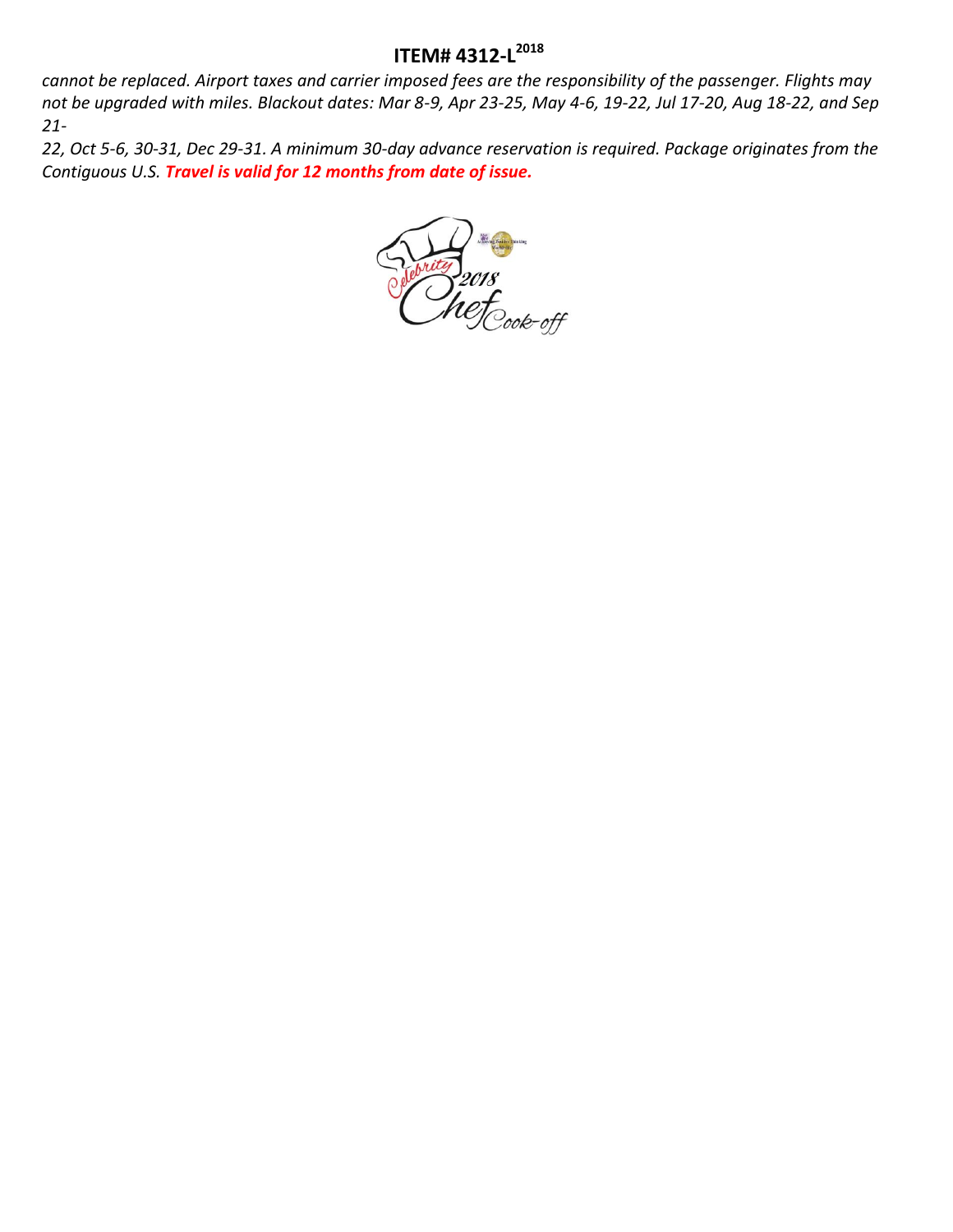# ITEM# 4312-L[2018]

*cannot be replaced. Airport taxes and carrier imposed fees are the responsibility of the passenger. Flights may not be upgraded with miles. Blackout dates: Mar 8-9, Apr 23-25, May 4-6, 19-22, Jul 17-20, Aug 18-22, and Sep 21-*

*22, Oct 5-6, 30-31, Dec 29-31. A minimum 30-day advance reservation is required. Package originates from the Contiguous U.S.* ***Travel is valid for 12 months from date of issue.***